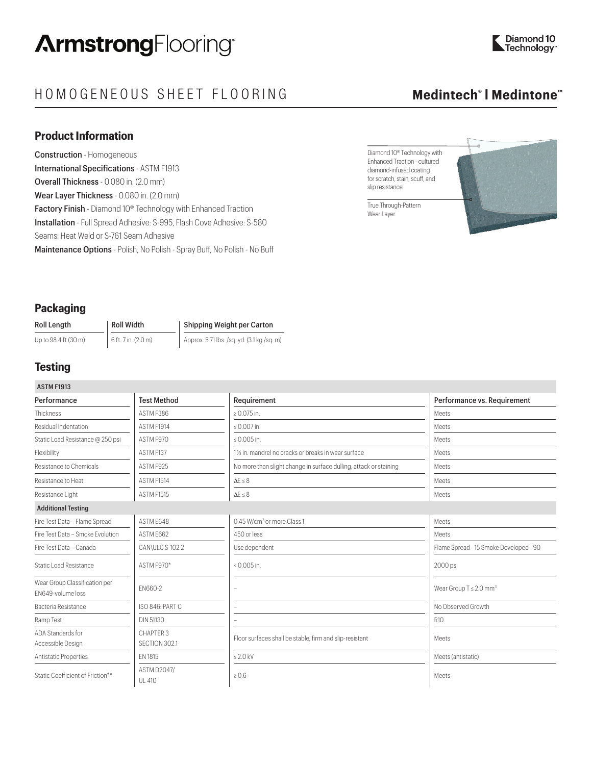# ArmstrongFlooring™

Diamond 10 Technology™

## HOMOGENEOUS SHEET FLOORING

**Medintech® I Medintone™**

### Product Information

**Construction** - Homogeneous
**International Specifications** - ASTM F1913
**Overall Thickness** - 0.080 in. (2.0 mm)
**Wear Layer Thickness** - 0.080 in. (2.0 mm)
**Factory Finish** - Diamond 10® Technology with Enhanced Traction
**Installation** - Full Spread Adhesive: S-995, Flash Cove Adhesive: S-580
Seams: Heat Weld or S-761 Seam Adhesive
**Maintenance Options** - Polish, No Polish - Spray Buff, No Polish - No Buff

Diamond 10® Technology with Enhanced Traction - cultured diamond-infused coating for scratch, stain, scuff, and slip resistance

True Through-Pattern Wear Layer

### Packaging

| Roll Length | Roll Width | Shipping Weight per Carton |
|---|---|---|
| Up to 98.4 ft (30 m) | 6 ft. 7 in. (2.0 m) | Approx. 5.71 lbs. /sq. yd. (3.1 kg /sq. m) |

### Testing

| ASTM F1913 | | | |
|---|---|---|---|
| **Performance** | **Test Method** | **Requirement** | **Performance vs. Requirement** |
| Thickness | ASTM F386 | ≥ 0.075 in. | Meets |
| Residual Indentation | ASTM F1914 | ≤ 0.007 in. | Meets |
| Static Load Resistance @ 250 psi | ASTM F970 | ≤ 0.005 in. | Meets |
| Flexibility | ASTM F137 | 1½ in. mandrel no cracks or breaks in wear surface | Meets |
| Resistance to Chemicals | ASTM F925 | No more than slight change in surface dulling, attack or staining | Meets |
| Resistance to Heat | ASTM F1514 | ΔE ≤ 8 | Meets |
| Resistance Light | ASTM F1515 | ΔE ≤ 8 | Meets |
| **Additional Testing** | | | |
| Fire Test Data – Flame Spread | ASTM E648 | 0.45 W/cm² or more Class 1 | Meets |
| Fire Test Data – Smoke Evolution | ASTM E662 | 450 or less | Meets |
| Fire Test Data – Canada | CAN\ULC S-102.2 | Use dependent | Flame Spread - 15 Smoke Developed - 90 |
| Static Load Resistance | ASTM F970* | < 0.005 in. | 2000 psi |
| Wear Group Classification per EN649-volume loss | EN660-2 | – | Wear Group T ≤ 2.0 mm³ |
| Bacteria Resistance | ISO 846: PART C | – | No Observed Growth |
| Ramp Test | DIN 51130 | – | R10 |
| ADA Standards for Accessible Design | CHAPTER 3 SECTION 302.1 | Floor surfaces shall be stable, firm and slip-resistant | Meets |
| Antistatic Properties | EN 1815 | ≤ 2.0 kV | Meets (antistatic) |
| Static Coefficient of Friction** | ASTM D2047/ UL 410 | ≥ 0.6 | Meets |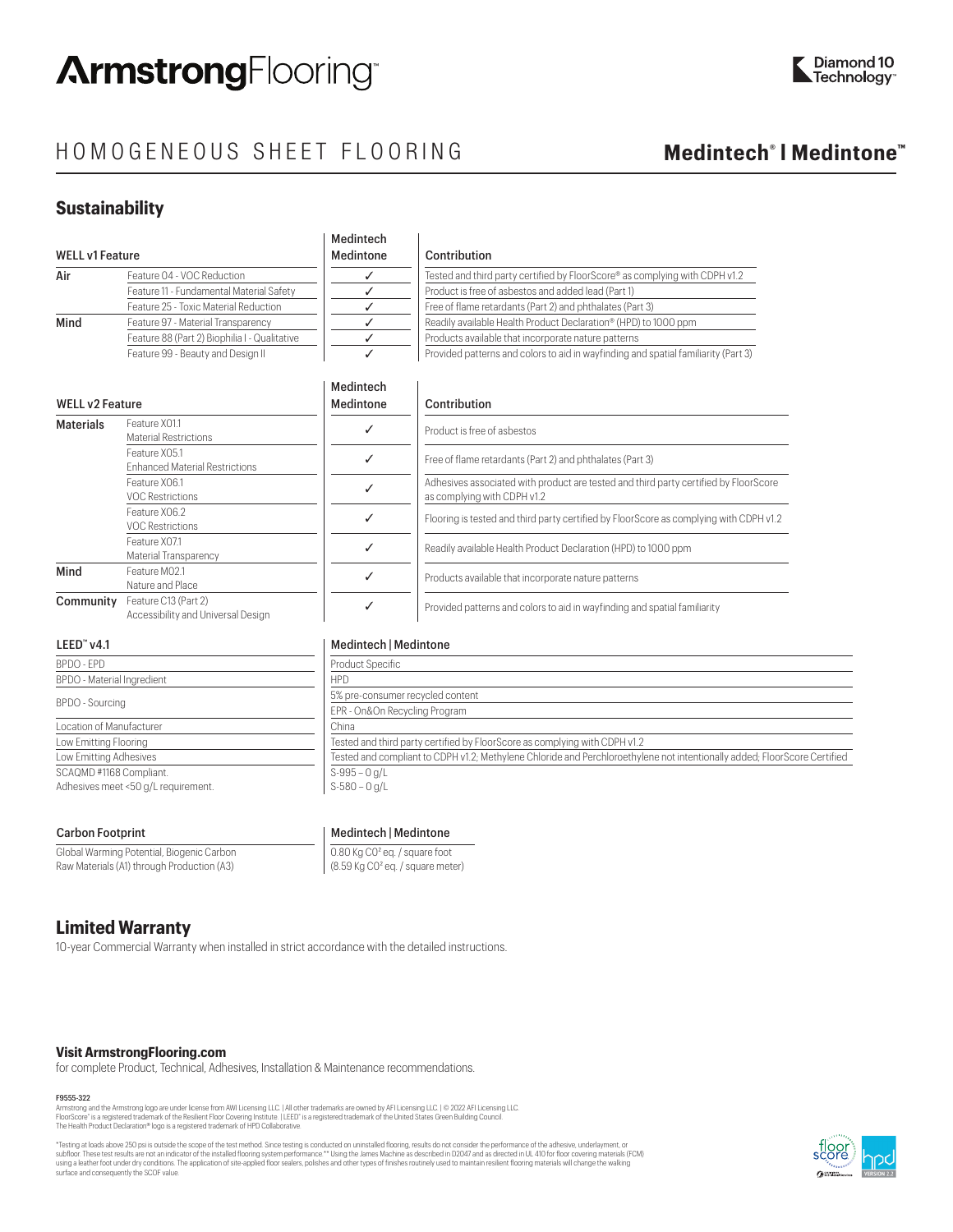# ArmstrongFlooring™

Diamond 10 Technology™

## HOMOGENEOUS SHEET FLOORING

## Medintech® I Medintone™

## Sustainability

| WELL v1 Feature | | Medintech Medintone | Contribution |
|---|---|---|---|
| Air | Feature 04 - VOC Reduction | ✓ | Tested and third party certified by FloorScore® as complying with CDPH v1.2 |
| | Feature 11 - Fundamental Material Safety | ✓ | Product is free of asbestos and added lead (Part 1) |
| | Feature 25 - Toxic Material Reduction | ✓ | Free of flame retardants (Part 2) and phthalates (Part 3) |
| Mind | Feature 97 - Material Transparency | ✓ | Readily available Health Product Declaration® (HPD) to 1000 ppm |
| | Feature 88 (Part 2) Biophilia I - Qualitative | ✓ | Products available that incorporate nature patterns |
| | Feature 99 - Beauty and Design II | ✓ | Provided patterns and colors to aid in wayfinding and spatial familiarity (Part 3) |

| WELL v2 Feature | | Medintech Medintone | Contribution |
|---|---|---|---|
| Materials | Feature X01.1 Material Restrictions | ✓ | Product is free of asbestos |
| | Feature X05.1 Enhanced Material Restrictions | ✓ | Free of flame retardants (Part 2) and phthalates (Part 3) |
| | Feature X06.1 VOC Restrictions | ✓ | Adhesives associated with product are tested and third party certified by FloorScore as complying with CDPH v1.2 |
| | Feature X06.2 VOC Restrictions | ✓ | Flooring is tested and third party certified by FloorScore as complying with CDPH v1.2 |
| | Feature X07.1 Material Transparency | ✓ | Readily available Health Product Declaration (HPD) to 1000 ppm |
| Mind | Feature M02.1 Nature and Place | ✓ | Products available that incorporate nature patterns |
| Community | Feature C13 (Part 2) Accessibility and Universal Design | ✓ | Provided patterns and colors to aid in wayfinding and spatial familiarity |

| LEED™ v4.1 | Medintech \| Medintone |
|---|---|
| BPDO - EPD | Product Specific |
| BPDO - Material Ingredient | HPD |
| BPDO - Sourcing | 5% pre-consumer recycled content; EPR - On&On Recycling Program |
| Location of Manufacturer | China |
| Low Emitting Flooring | Tested and third party certified by FloorScore as complying with CDPH v1.2 |
| Low Emitting Adhesives | Tested and compliant to CDPH v1.2; Methylene Chloride and Perchloroethylene not intentionally added; FloorScore Certified |
| SCAQMD #1168 Compliant. Adhesives meet <50 g/L requirement. | S-995 – 0 g/L; S-580 – 0 g/L |

| Carbon Footprint | Medintech \| Medintone |
|---|---|
| Global Warming Potential, Biogenic Carbon Raw Materials (A1) through Production (A3) | 0.80 Kg $CO^2$ eq. / square foot (8.59 Kg $CO^2$ eq. / square meter) |

## Limited Warranty

10-year Commercial Warranty when installed in strict accordance with the detailed instructions.

**Visit ArmstrongFlooring.com**
for complete Product, Technical, Adhesives, Installation & Maintenance recommendations.

F9555-322
Armstrong and the Armstrong logo are under license from AWI Licensing LLC. | All other trademarks are owned by AFI Licensing LLC. | © 2022 AFI Licensing LLC.
FloorScore® is a registered trademark of the Resilient Floor Covering Institute. | LEED® is a registered trademark of the United States Green Building Council.
The Health Product Declaration® logo is a registered trademark of HPD Collaborative.

*Testing at loads above 250 psi is outside the scope of the test method. Since testing is conducted on uninstalled flooring, results do not consider the performance of the adhesive, underlayment, or subfloor. These test results are not an indicator of the installed flooring system performance.** Using the James Machine as described in D2047 and as directed in UL 410 for floor covering materials (FCM) using a leather foot under dry conditions. The application of site-applied floor sealers, polishes and other types of finishes routinely used to maintain resilient flooring materials will change the walking surface and consequently the SCOF value.